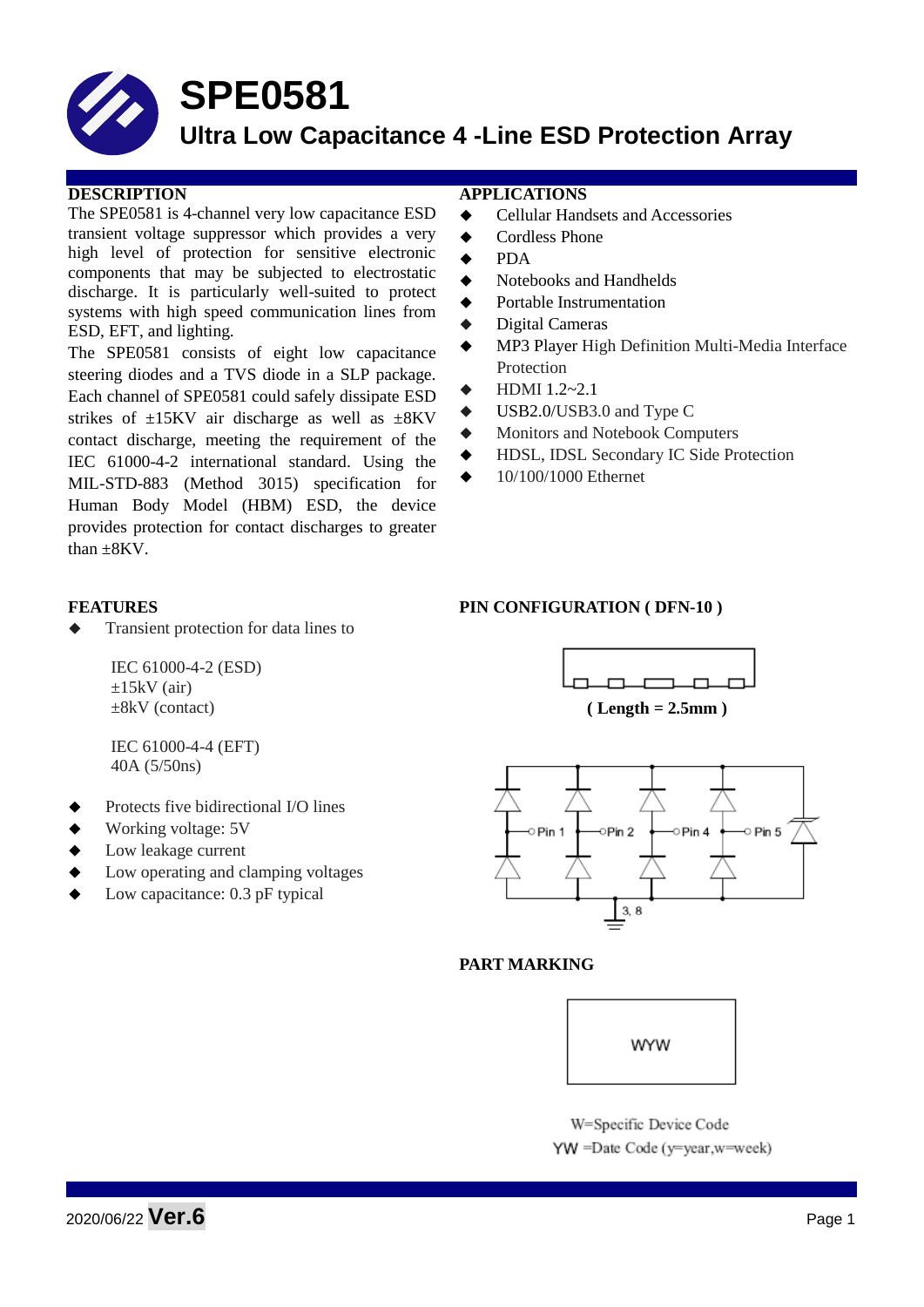# SPE0581

## Ultra Low Capacitance 4 -Line ESD Protection Array

### DESCRIPTION

The SPE0581 is 4-channel very low capacitance ESD transient voltage suppressor which provides a very high level of protection for sensitive electronic components that may be subjected to electrostatic discharge. It is particularly well-suited to protect systems with high speed communication lines from ESD, EFT, and lighting.

The SPE0581 consists of eight low capacitance steering diodes and a TVS diode in a SLP package. Each channel of SPE0581 could safely dissipate ESD strikes of ±15KV air discharge as well as ±8KV contact discharge, meeting the requirement of the IEC 61000-4-2 international standard. Using the MIL-STD-883 (Method 3015) specification for Human Body Model (HBM) ESD, the device provides protection for contact discharges to greater than ±8KV.

### APPLICATIONS

- Cellular Handsets and Accessories
- Cordless Phone
- PDA
- Notebooks and Handhelds
- Portable Instrumentation
- Digital Cameras
- MP3 Player High Definition Multi-Media Interface Protection
- HDMI 1.2~2.1
- USB2.0/USB3.0 and Type C
- Monitors and Notebook Computers
- HDSL, IDSL Secondary IC Side Protection
- 10/100/1000 Ethernet

### FEATURES

- Transient protection for data lines to

  IEC 61000-4-2 (ESD)
  ±15kV (air)
  ±8kV (contact)

  IEC 61000-4-4 (EFT)
  40A (5/50ns)

- Protects five bidirectional I/O lines
- Working voltage: 5V
- Low leakage current
- Low operating and clamping voltages
- Low capacitance: 0.3 pF typical

### PIN CONFIGURATION ( DFN-10 )

( Length = 2.5mm )

Pin 1 Pin 2 Pin 4 Pin 5

3, 8

### PART MARKING

WYW

W=Specific Device Code
YW =Date Code (y=year,w=week)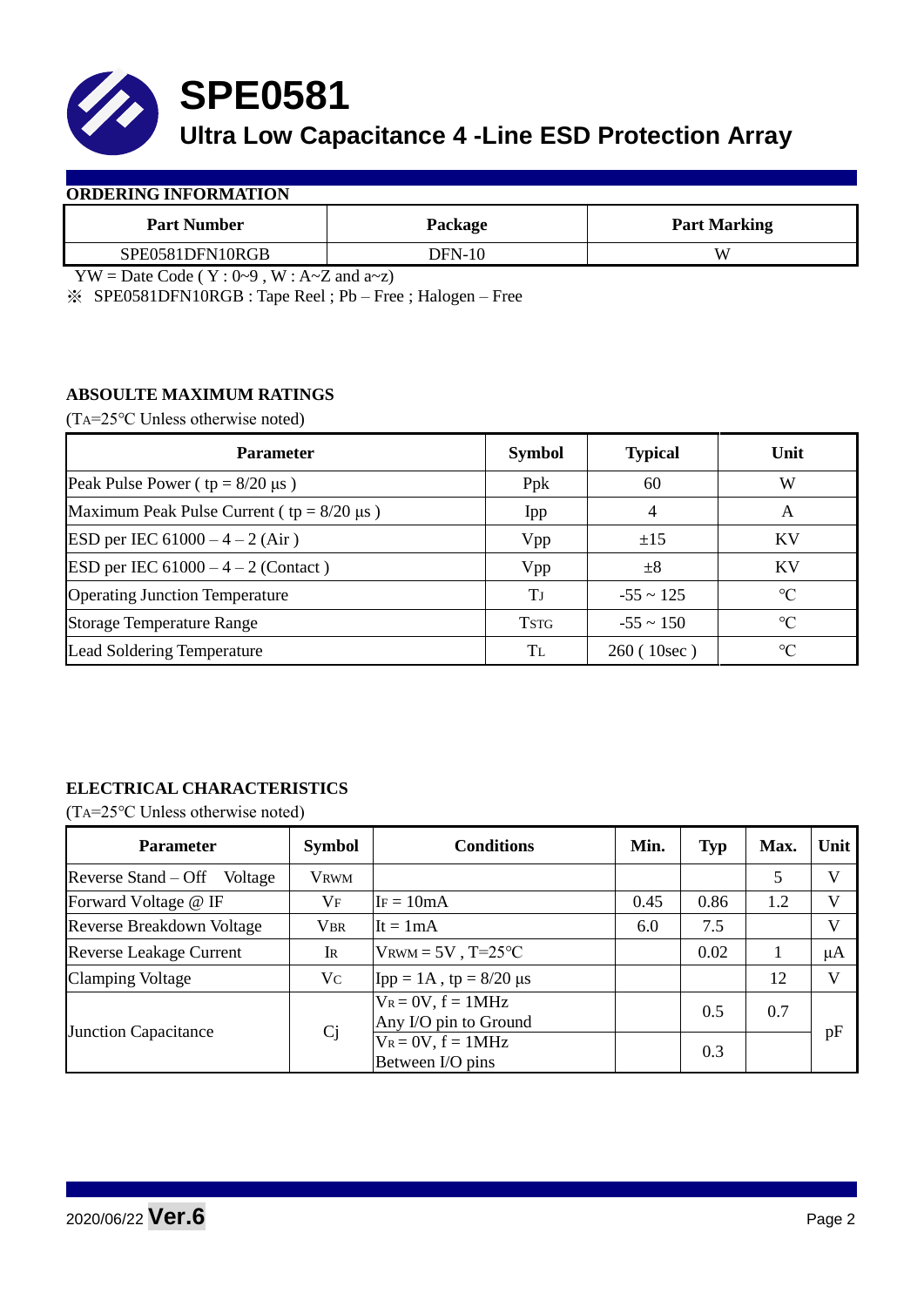# SPE0581

## Ultra Low Capacitance 4 -Line ESD Protection Array

### ORDERING INFORMATION

| Part Number | Package | Part Marking |
|---|---|---|
| SPE0581DFN10RGB | DFN-10 | W |

YW = Date Code ( Y : 0~9 , W : A~Z and a~z)

※ SPE0581DFN10RGB : Tape Reel ; Pb – Free ; Halogen – Free

### ABSOULTE MAXIMUM RATINGS

($T_A$=25°C Unless otherwise noted)

| Parameter | Symbol | Typical | Unit |
|---|---|---|---|
| Peak Pulse Power ( tp = 8/20 μs ) | Ppk | 60 | W |
| Maximum Peak Pulse Current ( tp = 8/20 μs ) | Ipp | 4 | A |
| ESD per IEC 61000 – 4 – 2 (Air ) | Vpp | ±15 | KV |
| ESD per IEC 61000 – 4 – 2 (Contact ) | Vpp | ±8 | KV |
| Operating Junction Temperature | $T_J$ | -55 ~ 125 | °C |
| Storage Temperature Range | $T_{STG}$ | -55 ~ 150 | °C |
| Lead Soldering Temperature | $T_L$ | 260 ( 10sec ) | °C |

### ELECTRICAL CHARACTERISTICS

($T_A$=25°C Unless otherwise noted)

| Parameter | Symbol | Conditions | Min. | Typ | Max. | Unit |
|---|---|---|---|---|---|---|
| Reverse Stand – Off Voltage | $V_{RWM}$ | | | | 5 | V |
| Forward Voltage @ IF | $V_F$ | $I_F$ = 10mA | 0.45 | 0.86 | 1.2 | V |
| Reverse Breakdown Voltage | $V_{BR}$ | It = 1mA | 6.0 | 7.5 | | V |
| Reverse Leakage Current | $I_R$ | $V_{RWM}$ = 5V , T=25°C | | 0.02 | 1 | μA |
| Clamping Voltage | $V_C$ | Ipp = 1A , tp = 8/20 μs | | | 12 | V |
| Junction Capacitance | Cj | $V_R$ = 0V, f = 1MHz Any I/O pin to Ground | | 0.5 | 0.7 | pF |
| | | $V_R$ = 0V, f = 1MHz Between I/O pins | | 0.3 | | |

2020/06/22 **Ver.6**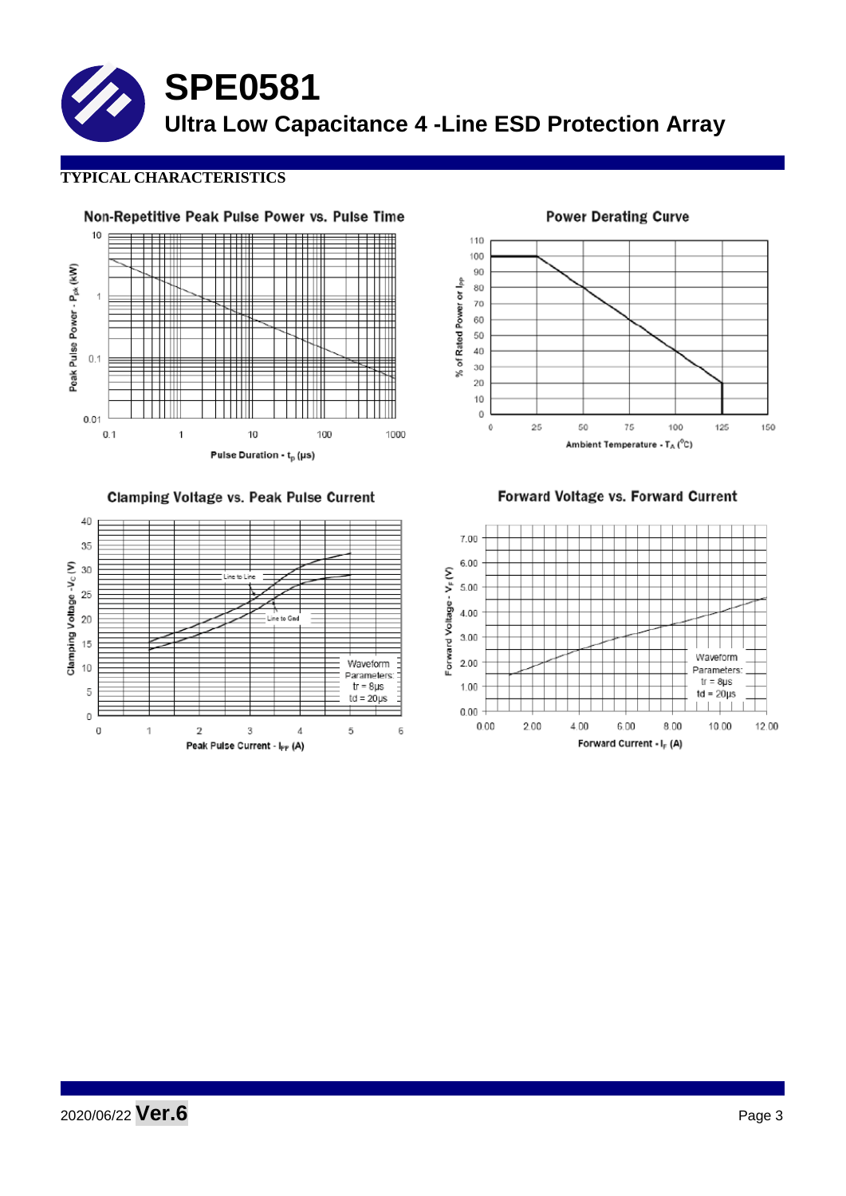# SPE0581

## Ultra Low Capacitance 4 -Line ESD Protection Array

### TYPICAL CHARACTERISTICS

**Non-Repetitive Peak Pulse Power vs. Pulse Time**

Peak Pulse Power - $P_{pk}$ (kW)

Pulse Duration - $t_p$ (μs)

**Power Derating Curve**

% of Rated Power or $I_{pp}$

Ambient Temperature - $T_A$ (°C)

**Clamping Voltage vs. Peak Pulse Current**

Clamping Voltage - $V_C$ (V)

Peak Pulse Current - $I_{PP}$ (A)

Line to Line

Line to Gnd

Waveform Parameters: tr = 8μs td = 20μs

**Forward Voltage vs. Forward Current**

Forward Voltage - $V_F$ (V)

Forward Current - $I_F$ (A)

Waveform Parameters: tr = 8μs td = 20μs

2020/06/22 **Ver.6**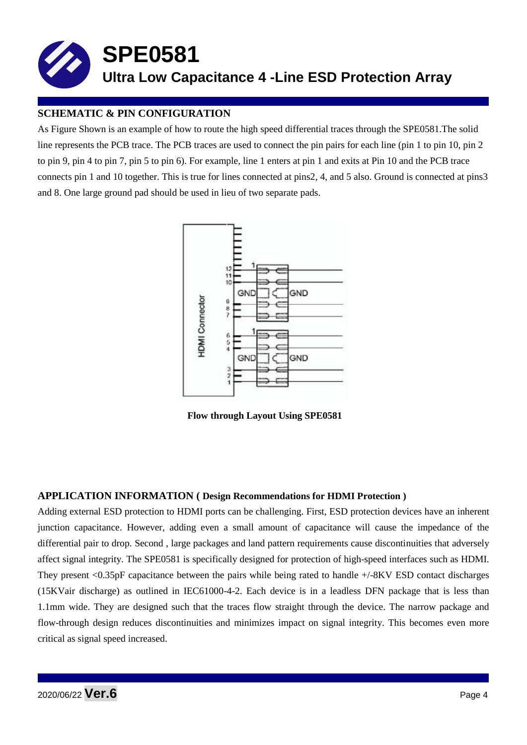# SPE0581

## Ultra Low Capacitance 4 -Line ESD Protection Array

### SCHEMATIC & PIN CONFIGURATION

As Figure Shown is an example of how to route the high speed differential traces through the SPE0581.The solid line represents the PCB trace. The PCB traces are used to connect the pin pairs for each line (pin 1 to pin 10, pin 2 to pin 9, pin 4 to pin 7, pin 5 to pin 6). For example, line 1 enters at pin 1 and exits at Pin 10 and the PCB trace connects pin 1 and 10 together. This is true for lines connected at pins2, 4, and 5 also. Ground is connected at pins3 and 8. One large ground pad should be used in lieu of two separate pads.

**Flow through Layout Using SPE0581**

### APPLICATION INFORMATION ( Design Recommendations for HDMI Protection )

Adding external ESD protection to HDMI ports can be challenging. First, ESD protection devices have an inherent junction capacitance. However, adding even a small amount of capacitance will cause the impedance of the differential pair to drop. Second , large packages and land pattern requirements cause discontinuities that adversely affect signal integrity. The SPE0581 is specifically designed for protection of high-speed interfaces such as HDMI. They present <0.35pF capacitance between the pairs while being rated to handle +/-8KV ESD contact discharges (15KVair discharge) as outlined in IEC61000-4-2. Each device is in a leadless DFN package that is less than 1.1mm wide. They are designed such that the traces flow straight through the device. The narrow package and flow-through design reduces discontinuities and minimizes impact on signal integrity. This becomes even more critical as signal speed increased.

2020/06/22 **Ver.6**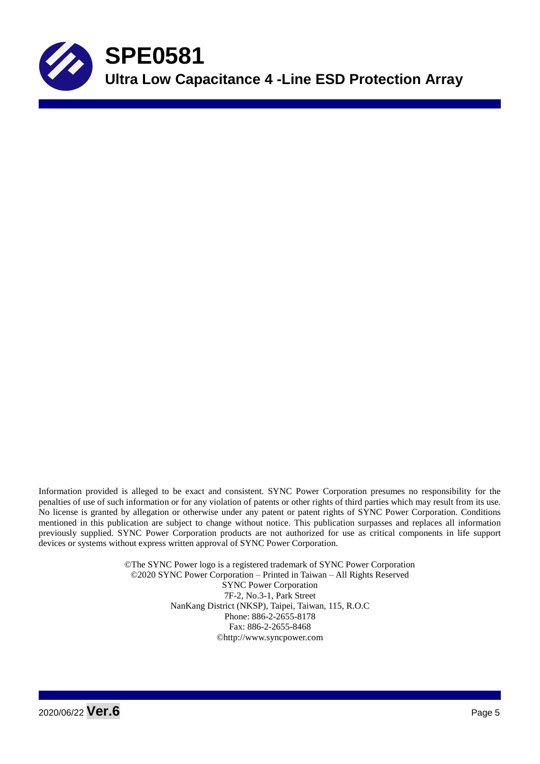Information provided is alleged to be exact and consistent. SYNC Power Corporation presumes no responsibility for the penalties of use of such information or for any violation of patents or other rights of third parties which may result from its use. No license is granted by allegation or otherwise under any patent or patent rights of SYNC Power Corporation. Conditions mentioned in this publication are subject to change without notice. This publication surpasses and replaces all information previously supplied. SYNC Power Corporation products are not authorized for use as critical components in life support devices or systems without express written approval of SYNC Power Corporation.

©The SYNC Power logo is a registered trademark of SYNC Power Corporation
©2020 SYNC Power Corporation – Printed in Taiwan – All Rights Reserved
SYNC Power Corporation
7F-2, No.3-1, Park Street
NanKang District (NKSP), Taipei, Taiwan, 115, R.O.C
Phone: 886-2-2655-8178
Fax: 886-2-2655-8468
©http://www.syncpower.com